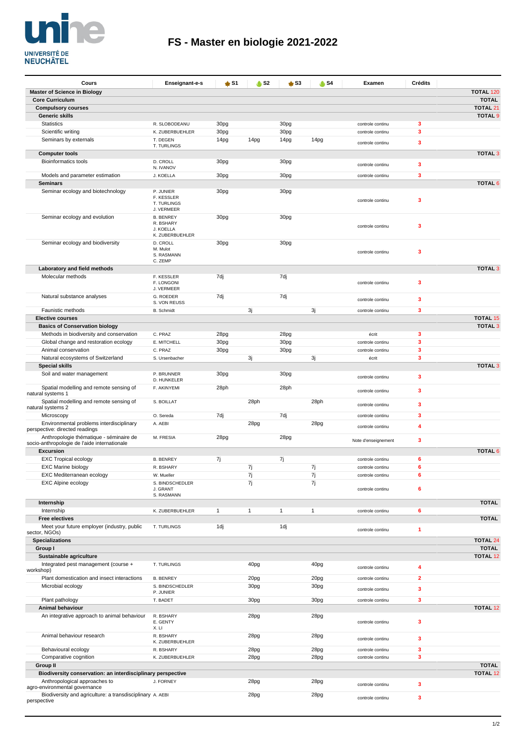# FS - Master en biologie 2021-2022

| Cours | Enseignant-e-s | S1 | S2 | S3 | S4 | Examen | Crédits | |
|---|---|---|---|---|---|---|---|---|
| **Master of Science in Biology** | | | | | | | | **TOTAL 120** |
| **Core Curriculum** | | | | | | | | **TOTAL** |
| **Compulsory courses** | | | | | | | | **TOTAL 21** |
| **Generic skills** | | | | | | | | **TOTAL 9** |
| Statistics | R. SLOBODEANU | 30pg | | 30pg | | controle continu | 3 | |
| Scientific writing | K. ZUBERBUEHLER | 30pg | | 30pg | | controle continu | 3 | |
| Seminars by externals | T. DEGEN<br>T. TURLINGS | 14pg | 14pg | 14pg | 14pg | controle continu | 3 | |
| **Computer tools** | | | | | | | | **TOTAL 3** |
| Bioinformatics tools | D. CROLL<br>N. IVANOV | 30pg | | 30pg | | controle continu | 3 | |
| Models and parameter estimation | J. KOELLA | 30pg | | 30pg | | controle continu | 3 | |
| **Seminars** | | | | | | | | **TOTAL 6** |
| Seminar ecology and biotechnology | P. JUNIER<br>F. KESSLER<br>T. TURLINGS<br>J. VERMEER | 30pg | | 30pg | | controle continu | 3 | |
| Seminar ecology and evolution | B. BENREY<br>R. BSHARY<br>J. KOELLA<br>K. ZUBERBUEHLER | 30pg | | 30pg | | controle continu | 3 | |
| Seminar ecology and biodiversity | D. CROLL<br>M. Mulot<br>S. RASMANN<br>C. ZEMP | 30pg | | 30pg | | controle continu | 3 | |
| **Laboratory and field methods** | | | | | | | | **TOTAL 3** |
| Molecular methods | F. KESSLER<br>F. LONGONI<br>J. VERMEER | 7dj | | 7dj | | controle continu | 3 | |
| Natural substance analyses | G. ROEDER<br>S. VON REUSS | 7dj | | 7dj | | controle continu | 3 | |
| Faunistic methods | B. Schmidt | | 3j | | 3j | controle continu | 3 | |
| **Elective courses** | | | | | | | | **TOTAL 15** |
| **Basics of Conservation biology** | | | | | | | | **TOTAL 3** |
| Methods in biodiversity and conservation | C. PRAZ | 28pg | | 28pg | | écrit | 3 | |
| Global change and restoration ecology | E. MITCHELL | 30pg | | 30pg | | controle continu | 3 | |
| Animal conservation | C. PRAZ | 30pg | | 30pg | | controle continu | 3 | |
| Natural ecosystems of Switzerland | S. Ursenbacher | | 3j | | 3j | écrit | 3 | |
| **Special skills** | | | | | | | | **TOTAL 3** |
| Soil and water management | P. BRUNNER<br>D. HUNKELER | 30pg | | 30pg | | controle continu | 3 | |
| Spatial modelling and remote sensing of natural systems 1 | F. AKINYEMI | 28ph | | 28ph | | controle continu | 3 | |
| Spatial modelling and remote sensing of natural systems 2 | S. BOILLAT | | 28ph | | 28ph | controle continu | 3 | |
| Microscopy | O. Sereda | 7dj | | 7dj | | controle continu | 3 | |
| Environmental problems interdisciplinary perspective: directed readings | A. AEBI | | 28pg | | 28pg | controle continu | 4 | |
| Anthropologie thématique - séminaire de socio-anthropologie de l'aide internationale | M. FRESIA | 28pg | | 28pg | | Note d'enseignement | 3 | |
| **Excursion** | | | | | | | | **TOTAL 6** |
| EXC Tropical ecology | B. BENREY | 7j | | 7j | | controle continu | 6 | |
| EXC Marine biology | R. BSHARY | | 7j | | 7j | controle continu | 6 | |
| EXC Mediterranean ecology | W. Mueller | | 7j | | 7j | controle continu | 6 | |
| EXC Alpine ecology | S. BINDSCHEDLER<br>J. GRANT<br>S. RASMANN | | 7j | | 7j | controle continu | 6 | |
| **Internship** | | | | | | | | **TOTAL** |
| Internship | K. ZUBERBUEHLER | 1 | 1 | 1 | 1 | controle continu | 6 | |
| **Free electives** | | | | | | | | **TOTAL** |
| Meet your future employer (industry, public sector, NGOs) | T. TURLINGS | 1dj | | 1dj | | controle continu | 1 | |
| **Specializations** | | | | | | | | **TOTAL 24** |
| **Group I** | | | | | | | | **TOTAL** |
| **Sustainable agriculture** | | | | | | | | **TOTAL 12** |
| Integrated pest management (course + workshop) | T. TURLINGS | | 40pg | | 40pg | controle continu | 4 | |
| Plant domestication and insect interactions | B. BENREY | | 20pg | | 20pg | controle continu | 2 | |
| Microbial ecology | S. BINDSCHEDLER<br>P. JUNIER | | 30pg | | 30pg | controle continu | 3 | |
| Plant pathology | T. BADET | | 30pg | | 30pg | controle continu | 3 | |
| **Animal behaviour** | | | | | | | | **TOTAL 12** |
| An integrative approach to animal behaviour | R. BSHARY<br>E. GENTY<br>X. LI | | 28pg | | 28pg | controle continu | 3 | |
| Animal behaviour research | R. BSHARY<br>K. ZUBERBUEHLER | | 28pg | | 28pg | controle continu | 3 | |
| Behavioural ecology | R. BSHARY | | 28pg | | 28pg | controle continu | 3 | |
| Comparative cognition | K. ZUBERBUEHLER | | 28pg | | 28pg | controle continu | 3 | |
| **Group II** | | | | | | | | **TOTAL** |
| **Biodiversity conservation: an interdisciplinary perspective** | | | | | | | | **TOTAL 12** |
| Anthropological approaches to agro-environmental governance | J. FORNEY | | 28pg | | 28pg | controle continu | 3 | |
| Biodiversity and agriculture: a transdisciplinary perspective | A. AEBI | | 28pg | | 28pg | controle continu | 3 | |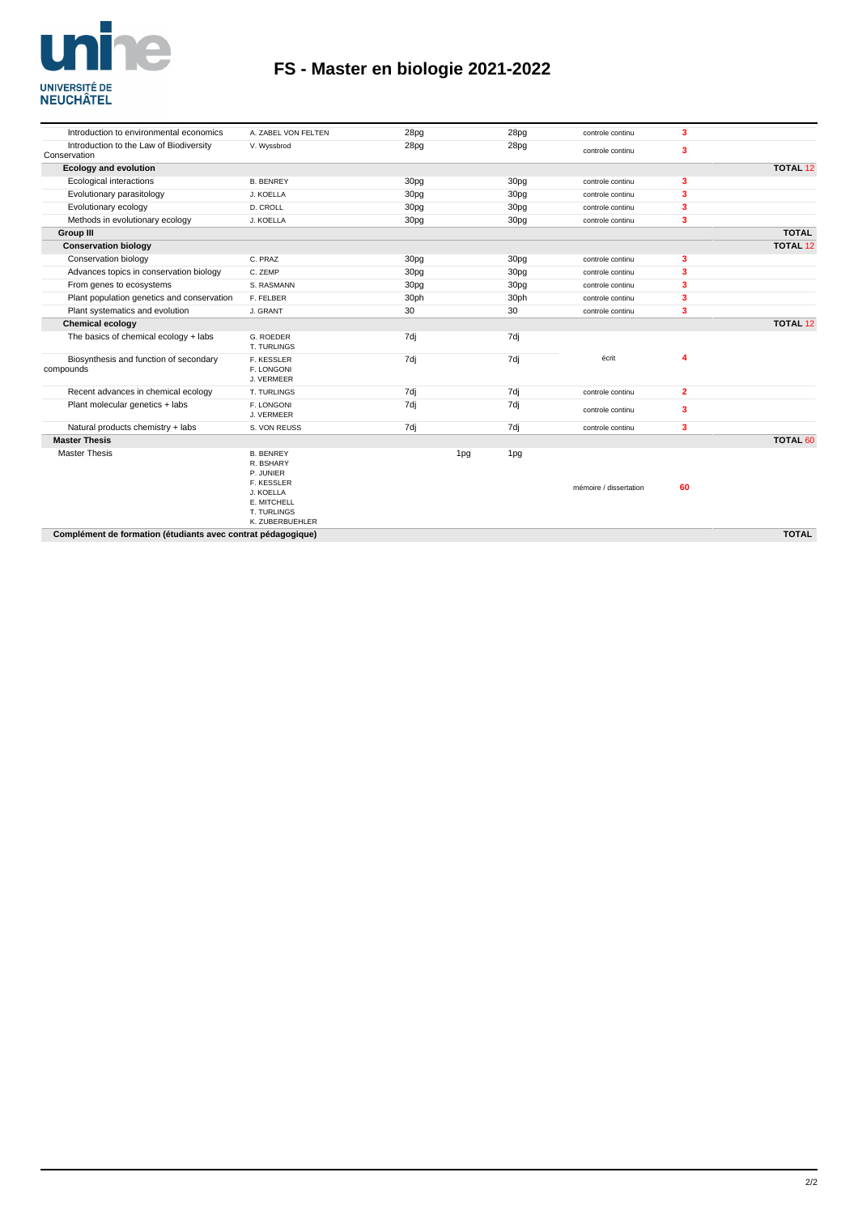# FS - Master en biologie 2021-2022

| | | | | | | | |
|---|---|---|---|---|---|---|---|
| Introduction to environmental economics | A. ZABEL VON FELTEN | 28pg | | 28pg | controle continu | 3 | |
| Introduction to the Law of Biodiversity Conservation | V. Wyssbrod | 28pg | | 28pg | controle continu | 3 | |
| **Ecology and evolution** | | | | | | | **TOTAL** 12 |
| Ecological interactions | B. BENREY | 30pg | | 30pg | controle continu | 3 | |
| Evolutionary parasitology | J. KOELLA | 30pg | | 30pg | controle continu | 3 | |
| Evolutionary ecology | D. CROLL | 30pg | | 30pg | controle continu | 3 | |
| Methods in evolutionary ecology | J. KOELLA | 30pg | | 30pg | controle continu | 3 | |
| **Group III** | | | | | | | **TOTAL** |
| **Conservation biology** | | | | | | | **TOTAL** 12 |
| Conservation biology | C. PRAZ | 30pg | | 30pg | controle continu | 3 | |
| Advances topics in conservation biology | C. ZEMP | 30pg | | 30pg | controle continu | 3 | |
| From genes to ecosystems | S. RASMANN | 30pg | | 30pg | controle continu | 3 | |
| Plant population genetics and conservation | F. FELBER | 30ph | | 30ph | controle continu | 3 | |
| Plant systematics and evolution | J. GRANT | 30 | | 30 | controle continu | 3 | |
| **Chemical ecology** | | | | | | | **TOTAL** 12 |
| The basics of chemical ecology + labs | G. ROEDER<br>T. TURLINGS | 7dj | | 7dj | écrit | 4 | |
| Biosynthesis and function of secondary compounds | F. KESSLER<br>F. LONGONI<br>J. VERMEER | 7dj | | 7dj | | | |
| Recent advances in chemical ecology | T. TURLINGS | 7dj | | 7dj | controle continu | 2 | |
| Plant molecular genetics + labs | F. LONGONI<br>J. VERMEER | 7dj | | 7dj | controle continu | 3 | |
| Natural products chemistry + labs | S. VON REUSS | 7dj | | 7dj | controle continu | 3 | |
| **Master Thesis** | | | | | | | **TOTAL** 60 |
| Master Thesis | B. BENREY<br>R. BSHARY<br>P. JUNIER<br>F. KESSLER<br>J. KOELLA<br>E. MITCHELL<br>T. TURLINGS<br>K. ZUBERBUEHLER | | 1pg | 1pg | mémoire / dissertation | 60 | |
| **Complément de formation (étudiants avec contrat pédagogique)** | | | | | | | **TOTAL** |